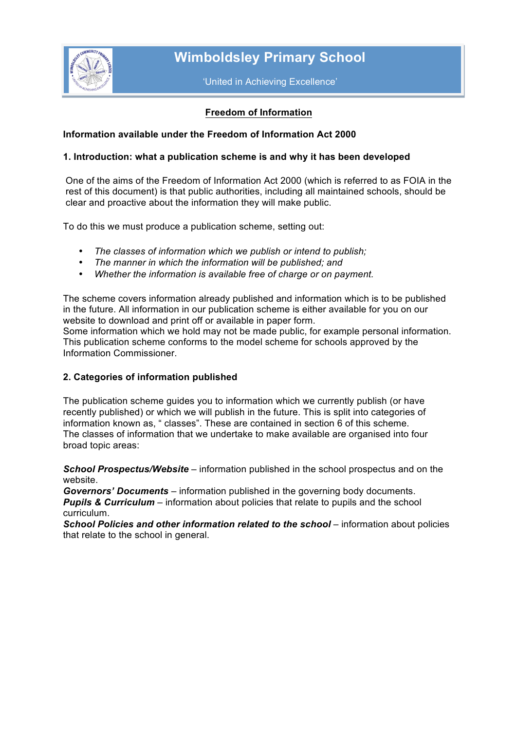# Wimboldsley Primary School

'United in Achieving Excellence'

## Freedom of Information

**Information available under the Freedom of Information Act 2000**

### 1. Introduction: what a publication scheme is and why it has been developed

One of the aims of the Freedom of Information Act 2000 (which is referred to as FOIA in the rest of this document) is that public authorities, including all maintained schools, should be clear and proactive about the information they will make public.

To do this we must produce a publication scheme, setting out:

- *The classes of information which we publish or intend to publish;*
- *The manner in which the information will be published; and*
- *Whether the information is available free of charge or on payment.*

The scheme covers information already published and information which is to be published in the future. All information in our publication scheme is either available for you on our website to download and print off or available in paper form.
Some information which we hold may not be made public, for example personal information.
This publication scheme conforms to the model scheme for schools approved by the Information Commissioner.

### 2. Categories of information published

The publication scheme guides you to information which we currently publish (or have recently published) or which we will publish in the future. This is split into categories of information known as, " classes". These are contained in section 6 of this scheme.
The classes of information that we undertake to make available are organised into four broad topic areas:

***School Prospectus/Website*** – information published in the school prospectus and on the website.
***Governors' Documents*** – information published in the governing body documents.
***Pupils & Curriculum*** – information about policies that relate to pupils and the school curriculum.
***School Policies and other information related to the school*** – information about policies that relate to the school in general.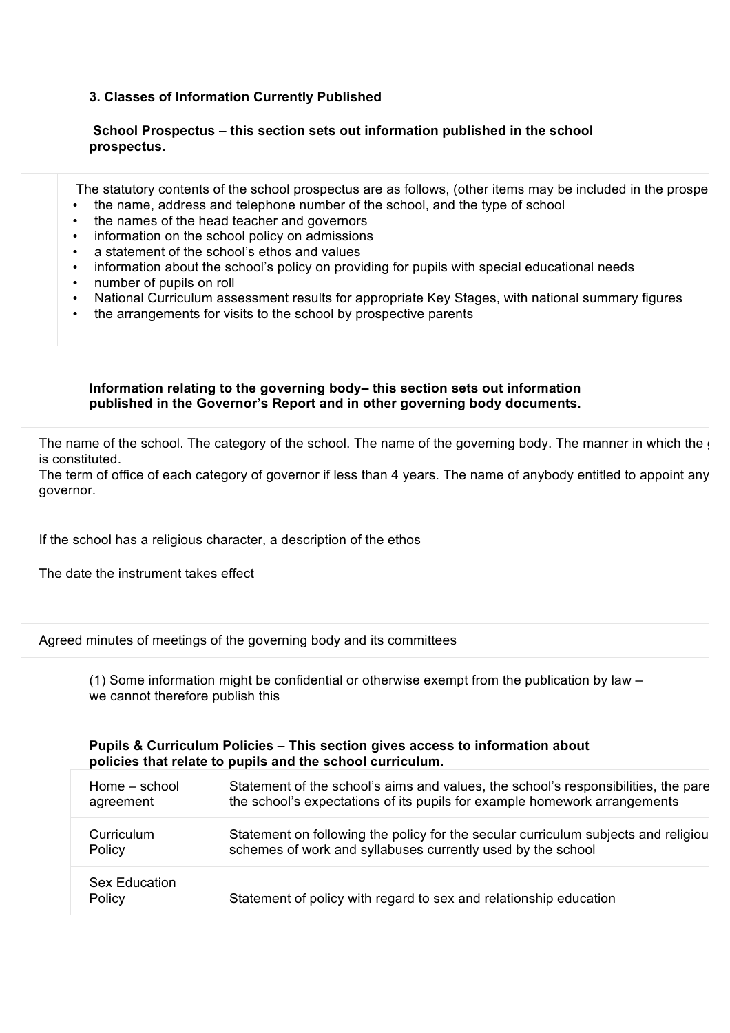### 3. Classes of Information Currently Published

**School Prospectus – this section sets out information published in the school prospectus.**

The statutory contents of the school prospectus are as follows, (other items may be included in the prospe

- the name, address and telephone number of the school, and the type of school
- the names of the head teacher and governors
- information on the school policy on admissions
- a statement of the school's ethos and values
- information about the school's policy on providing for pupils with special educational needs
- number of pupils on roll
- National Curriculum assessment results for appropriate Key Stages, with national summary figures
- the arrangements for visits to the school by prospective parents

**Information relating to the governing body– this section sets out information published in the Governor's Report and in other governing body documents.**

The name of the school. The category of the school. The name of the governing body. The manner in which the g is constituted.
The term of office of each category of governor if less than 4 years. The name of anybody entitled to appoint any governor.

If the school has a religious character, a description of the ethos

The date the instrument takes effect

Agreed minutes of meetings of the governing body and its committees

(1) Some information might be confidential or otherwise exempt from the publication by law – we cannot therefore publish this

**Pupils & Curriculum Policies – This section gives access to information about policies that relate to pupils and the school curriculum.**

| | |
|---|---|
| Home – school agreement | Statement of the school's aims and values, the school's responsibilities, the pare the school's expectations of its pupils for example homework arrangements |
| Curriculum Policy | Statement on following the policy for the secular curriculum subjects and religiou schemes of work and syllabuses currently used by the school |
| Sex Education Policy | Statement of policy with regard to sex and relationship education |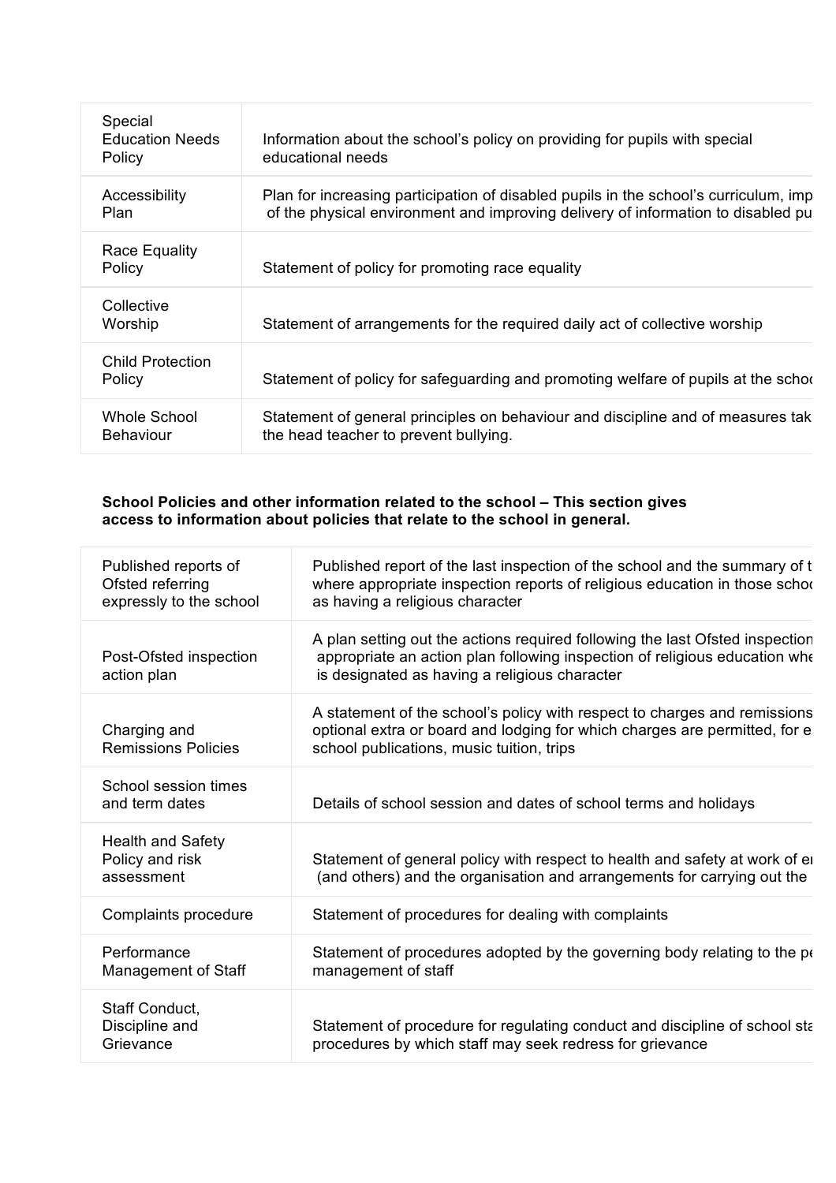| | |
|---|---|
| Special Education Needs Policy | Information about the school's policy on providing for pupils with special educational needs |
| Accessibility Plan | Plan for increasing participation of disabled pupils in the school's curriculum, imp of the physical environment and improving delivery of information to disabled pu |
| Race Equality Policy | Statement of policy for promoting race equality |
| Collective Worship | Statement of arrangements for the required daily act of collective worship |
| Child Protection Policy | Statement of policy for safeguarding and promoting welfare of pupils at the schoo |
| Whole School Behaviour | Statement of general principles on behaviour and discipline and of measures tak the head teacher to prevent bullying. |

**School Policies and other information related to the school – This section gives access to information about policies that relate to the school in general.**

| | |
|---|---|
| Published reports of Ofsted referring expressly to the school | Published report of the last inspection of the school and the summary of t where appropriate inspection reports of religious education in those schoo as having a religious character |
| Post-Ofsted inspection action plan | A plan setting out the actions required following the last Ofsted inspection appropriate an action plan following inspection of religious education whe is designated as having a religious character |
| Charging and Remissions Policies | A statement of the school's policy with respect to charges and remissions optional extra or board and lodging for which charges are permitted, for e school publications, music tuition, trips |
| School session times and term dates | Details of school session and dates of school terms and holidays |
| Health and Safety Policy and risk assessment | Statement of general policy with respect to health and safety at work of e (and others) and the organisation and arrangements for carrying out the |
| Complaints procedure | Statement of procedures for dealing with complaints |
| Performance Management of Staff | Statement of procedures adopted by the governing body relating to the pe management of staff |
| Staff Conduct, Discipline and Grievance | Statement of procedure for regulating conduct and discipline of school sta procedures by which staff may seek redress for grievance |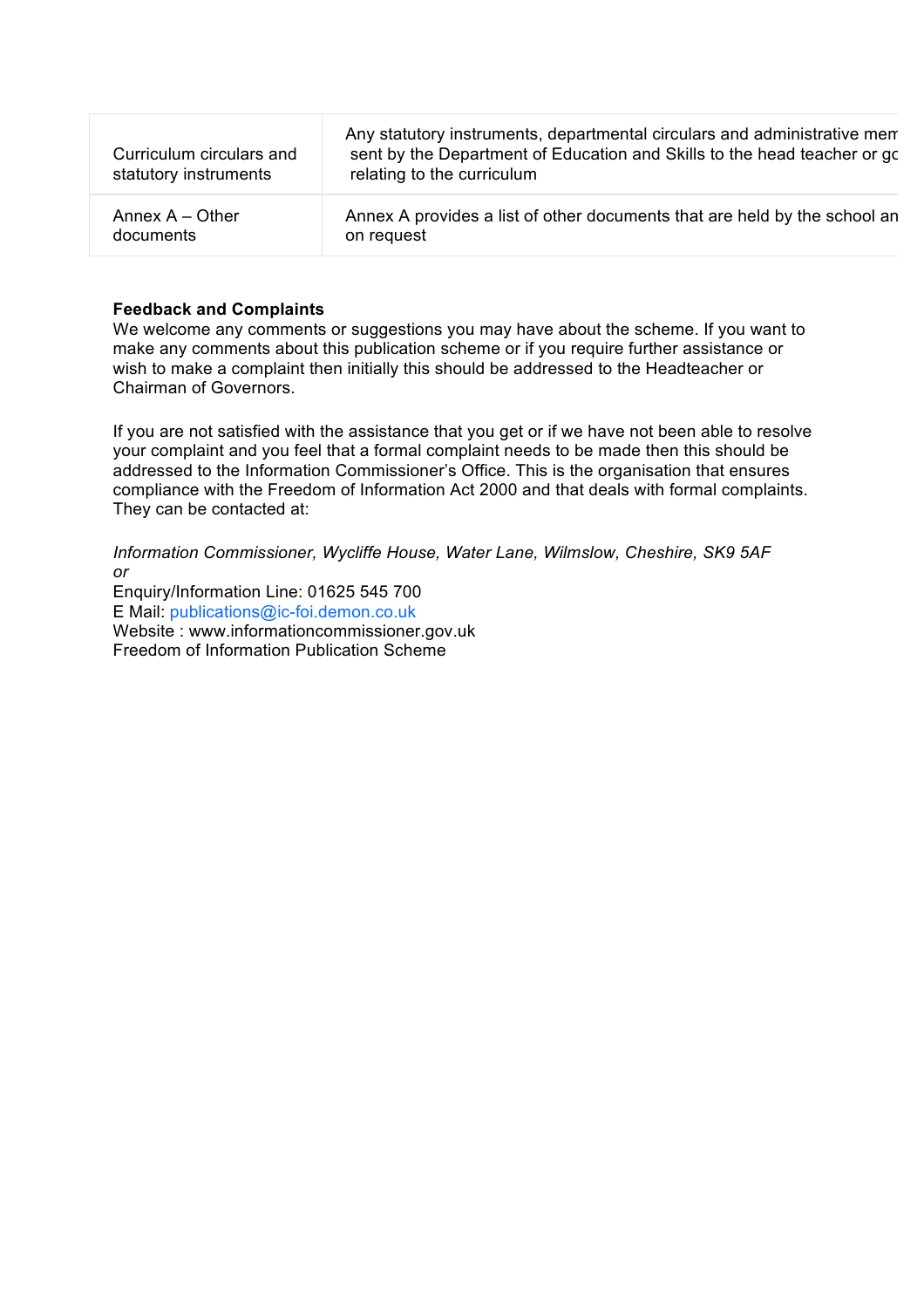| | |
|---|---|
| Curriculum circulars and statutory instruments | Any statutory instruments, departmental circulars and administrative mem sent by the Department of Education and Skills to the head teacher or go relating to the curriculum |
| Annex A – Other documents | Annex A provides a list of other documents that are held by the school an on request |

**Feedback and Complaints**
We welcome any comments or suggestions you may have about the scheme. If you want to make any comments about this publication scheme or if you require further assistance or wish to make a complaint then initially this should be addressed to the Headteacher or Chairman of Governors.

If you are not satisfied with the assistance that you get or if we have not been able to resolve your complaint and you feel that a formal complaint needs to be made then this should be addressed to the Information Commissioner's Office. This is the organisation that ensures compliance with the Freedom of Information Act 2000 and that deals with formal complaints. They can be contacted at:

*Information Commissioner, Wycliffe House, Water Lane, Wilmslow, Cheshire, SK9 5AF*
*or*
Enquiry/Information Line: 01625 545 700
E Mail: publications@ic-foi.demon.co.uk
Website : www.informationcommissioner.gov.uk
Freedom of Information Publication Scheme